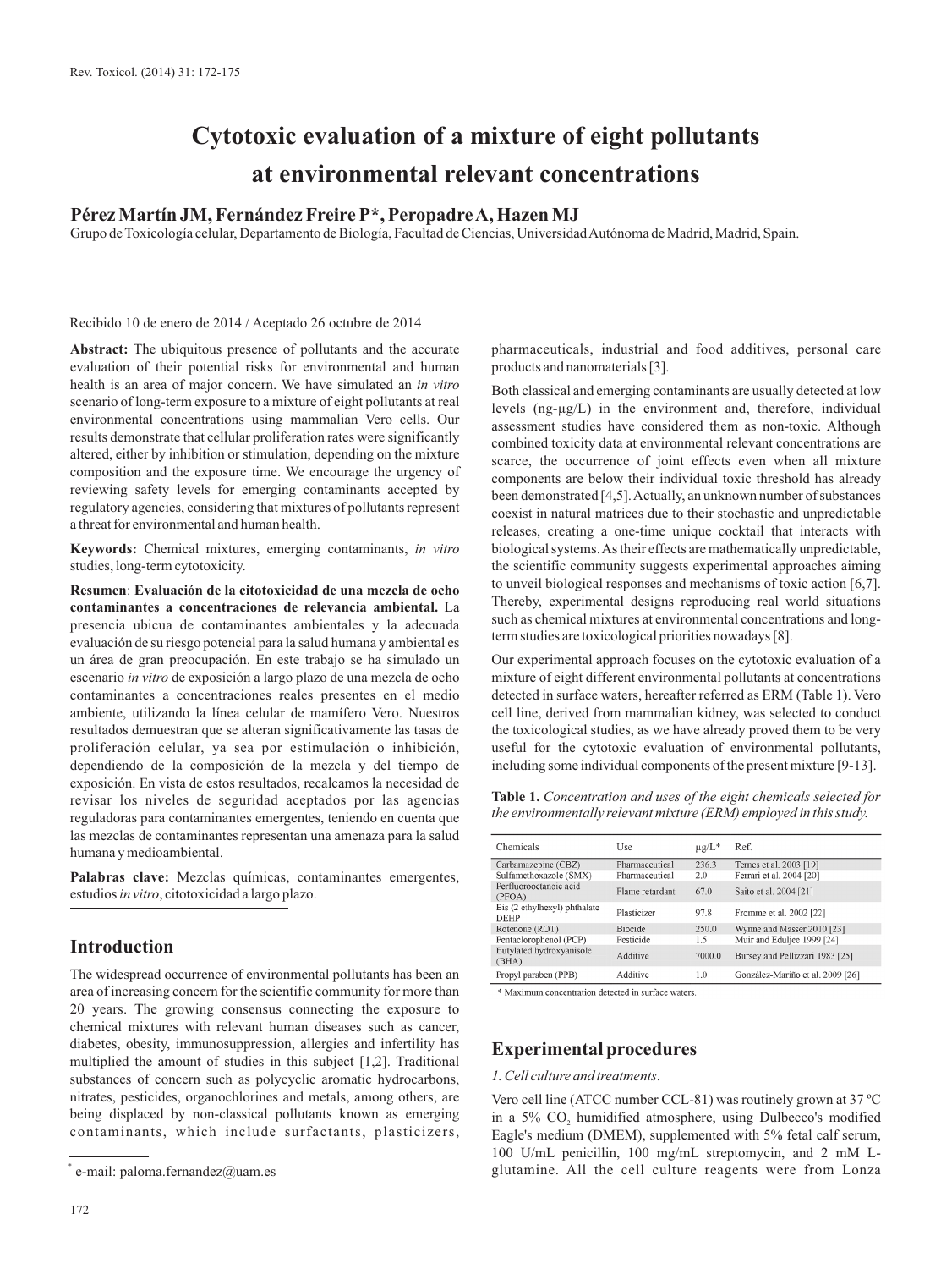# Cytotoxic evaluation of a mixture of eight pollutants at environmental relevant concentrations

**Pérez Martín JM, Fernández Freire P*, Peropadre A, Hazen MJ**

Grupo de Toxicología celular, Departamento de Biología, Facultad de Ciencias, Universidad Autónoma de Madrid, Madrid, Spain.

Recibido 10 de enero de 2014 / Aceptado 26 octubre de 2014

**Abstract:** The ubiquitous presence of pollutants and the accurate evaluation of their potential risks for environmental and human health is an area of major concern. We have simulated an *in vitro* scenario of long-term exposure to a mixture of eight pollutants at real environmental concentrations using mammalian Vero cells. Our results demonstrate that cellular proliferation rates were significantly altered, either by inhibition or stimulation, depending on the mixture composition and the exposure time. We encourage the urgency of reviewing safety levels for emerging contaminants accepted by regulatory agencies, considering that mixtures of pollutants represent a threat for environmental and human health.

**Keywords:** Chemical mixtures, emerging contaminants, *in vitro* studies, long-term cytotoxicity.

**Resumen**: **Evaluación de la citotoxicidad de una mezcla de ocho contaminantes a concentraciones de relevancia ambiental.** La presencia ubicua de contaminantes ambientales y la adecuada evaluación de su riesgo potencial para la salud humana y ambiental es un área de gran preocupación. En este trabajo se ha simulado un escenario *in vitro* de exposición a largo plazo de una mezcla de ocho contaminantes a concentraciones reales presentes en el medio ambiente, utilizando la línea celular de mamífero Vero. Nuestros resultados demuestran que se alteran significativamente las tasas de proliferación celular, ya sea por estimulación o inhibición, dependiendo de la composición de la mezcla y del tiempo de exposición. En vista de estos resultados, recalcamos la necesidad de revisar los niveles de seguridad aceptados por las agencias reguladoras para contaminantes emergentes, teniendo en cuenta que las mezclas de contaminantes representan una amenaza para la salud humana y medioambiental.

**Palabras clave:** Mezclas químicas, contaminantes emergentes, estudios *in vitro*, citotoxicidad a largo plazo.

## Introduction

The widespread occurrence of environmental pollutants has been an area of increasing concern for the scientific community for more than 20 years. The growing consensus connecting the exposure to chemical mixtures with relevant human diseases such as cancer, diabetes, obesity, immunosuppression, allergies and infertility has multiplied the amount of studies in this subject [1,2]. Traditional substances of concern such as polycyclic aromatic hydrocarbons, nitrates, pesticides, organochlorines and metals, among others, are being displaced by non-classical pollutants known as emerging contaminants, which include surfactants, plasticizers, pharmaceuticals, industrial and food additives, personal care products and nanomaterials [3].

Both classical and emerging contaminants are usually detected at low levels (ng-μg/L) in the environment and, therefore, individual assessment studies have considered them as non-toxic. Although combined toxicity data at environmental relevant concentrations are scarce, the occurrence of joint effects even when all mixture components are below their individual toxic threshold has already been demonstrated [4,5]. Actually, an unknown number of substances coexist in natural matrices due to their stochastic and unpredictable releases, creating a one-time unique cocktail that interacts with biological systems. As their effects are mathematically unpredictable, the scientific community suggests experimental approaches aiming to unveil biological responses and mechanisms of toxic action [6,7]. Thereby, experimental designs reproducing real world situations such as chemical mixtures at environmental concentrations and long-term studies are toxicological priorities nowadays [8].

Our experimental approach focuses on the cytotoxic evaluation of a mixture of eight different environmental pollutants at concentrations detected in surface waters, hereafter referred as ERM (Table 1). Vero cell line, derived from mammalian kidney, was selected to conduct the toxicological studies, as we have already proved them to be very useful for the cytotoxic evaluation of environmental pollutants, including some individual components of the present mixture [9-13].

**Table 1.** *Concentration and uses of the eight chemicals selected for the environmentally relevant mixture (ERM) employed in this study.*

| Chemicals | Use | μg/L* | Ref. |
|---|---|---|---|
| Carbamazepine (CBZ) | Pharmaceutical | 236.3 | Ternes et al. 2003 [19] |
| Sulfamethoxazole (SMX) | Pharmaceutical | 2.0 | Ferrari et al. 2004 [20] |
| Perfluorooctanoic acid (PFOA) | Flame retardant | 67.0 | Saito et al. 2004 [21] |
| Bis (2 ethylhexyl) phthalate DEHP | Plasticizer | 97.8 | Fromme et al. 2002 [22] |
| Rotenone (ROT) | Biocide | 250.0 | Wynne and Masser 2010 [23] |
| Pentachlorophenol (PCP) | Pesticide | 1.5 | Muir and Eduljee 1999 [24] |
| Butylated hydroxyanisole (BHA) | Additive | 7000.0 | Bursey and Pellizzari 1983 [25] |
| Propyl paraben (PPB) | Additive | 1.0 | González-Mariño et al. 2009 [26] |

\* Maximum concentration detected in surface waters.

## Experimental procedures

*1. Cell culture and treatments*.

Vero cell line (ATCC number CCL-81) was routinely grown at 37 ºC in a 5% $CO_2$ humidified atmosphere, using Dulbecco's modified Eagle's medium (DMEM), supplemented with 5% fetal calf serum, 100 U/mL penicillin, 100 mg/mL streptomycin, and 2 mM L-glutamine. All the cell culture reagents were from Lonza

[*] e-mail: paloma.fernandez@uam.es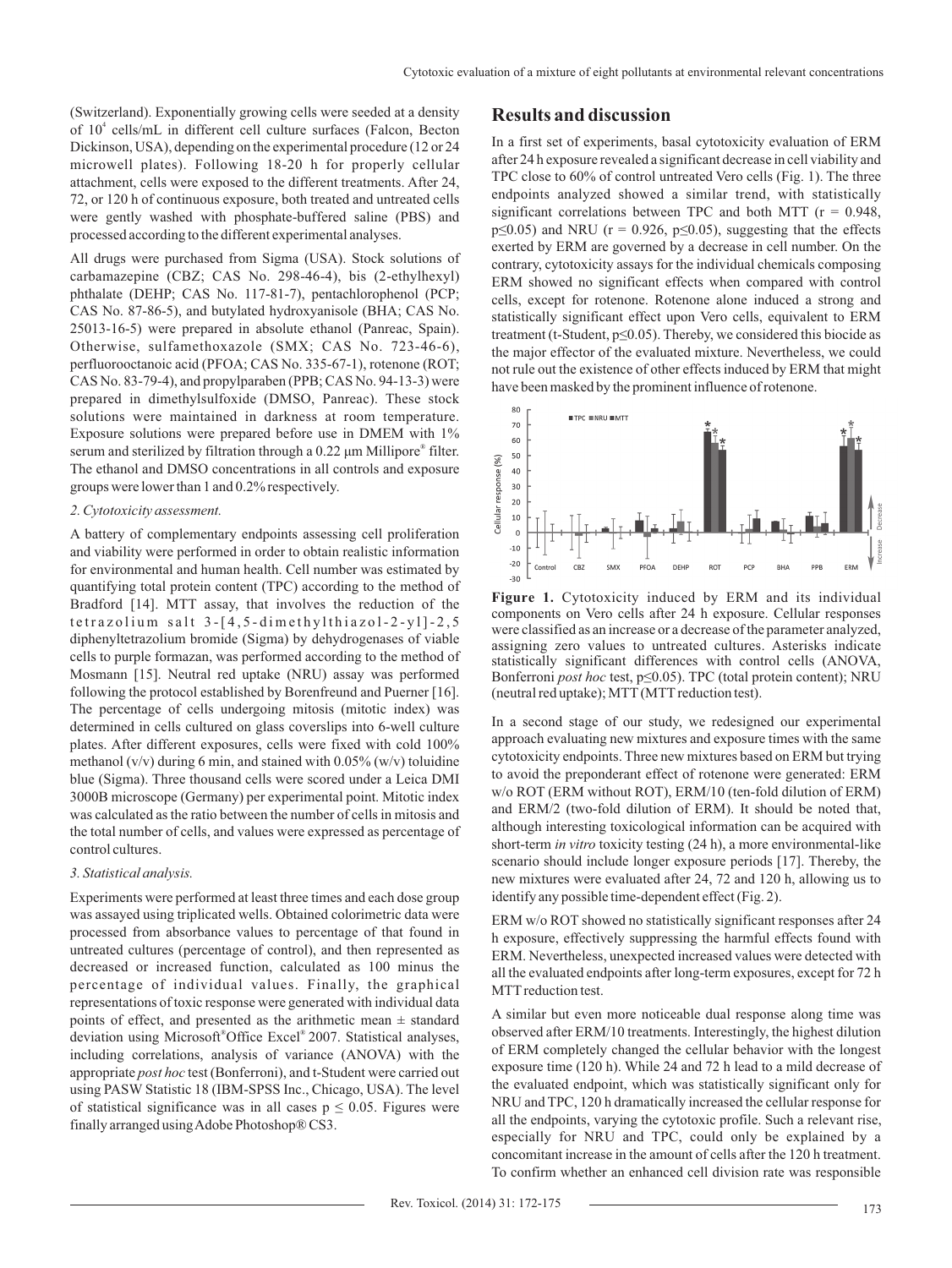(Switzerland). Exponentially growing cells were seeded at a density of $10^4$ cells/mL in different cell culture surfaces (Falcon, Becton Dickinson, USA), depending on the experimental procedure (12 or 24 microwell plates). Following 18-20 h for properly cellular attachment, cells were exposed to the different treatments. After 24, 72, or 120 h of continuous exposure, both treated and untreated cells were gently washed with phosphate-buffered saline (PBS) and processed according to the different experimental analyses.

All drugs were purchased from Sigma (USA). Stock solutions of carbamazepine (CBZ; CAS No. 298-46-4), bis (2-ethylhexyl) phthalate (DEHP; CAS No. 117-81-7), pentachlorophenol (PCP; CAS No. 87-86-5), and butylated hydroxyanisole (BHA; CAS No. 25013-16-5) were prepared in absolute ethanol (Panreac, Spain). Otherwise, sulfamethoxazole (SMX; CAS No. 723-46-6), perfluorooctanoic acid (PFOA; CAS No. 335-67-1), rotenone (ROT; CAS No. 83-79-4), and propylparaben (PPB; CAS No. 94-13-3) were prepared in dimethylsulfoxide (DMSO, Panreac). These stock solutions were maintained in darkness at room temperature. Exposure solutions were prepared before use in DMEM with 1% serum and sterilized by filtration through a 0.22 μm Millipore® filter. The ethanol and DMSO concentrations in all controls and exposure groups were lower than 1 and 0.2% respectively.

*2. Cytotoxicity assessment.*

A battery of complementary endpoints assessing cell proliferation and viability were performed in order to obtain realistic information for environmental and human health. Cell number was estimated by quantifying total protein content (TPC) according to the method of Bradford [14]. MTT assay, that involves the reduction of the tetrazolium salt 3-[4,5-dimethylthiazol-2-yl]-2,5 diphenyltetrazolium bromide (Sigma) by dehydrogenases of viable cells to purple formazan, was performed according to the method of Mosmann [15]. Neutral red uptake (NRU) assay was performed following the protocol established by Borenfreund and Puerner [16]. The percentage of cells undergoing mitosis (mitotic index) was determined in cells cultured on glass coverslips into 6-well culture plates. After different exposures, cells were fixed with cold 100% methanol (v/v) during 6 min, and stained with 0.05% (w/v) toluidine blue (Sigma). Three thousand cells were scored under a Leica DMI 3000B microscope (Germany) per experimental point. Mitotic index was calculated as the ratio between the number of cells in mitosis and the total number of cells, and values were expressed as percentage of control cultures.

*3. Statistical analysis.*

Experiments were performed at least three times and each dose group was assayed using triplicated wells. Obtained colorimetric data were processed from absorbance values to percentage of that found in untreated cultures (percentage of control), and then represented as decreased or increased function, calculated as 100 minus the percentage of individual values. Finally, the graphical representations of toxic response were generated with individual data points of effect, and presented as the arithmetic mean ± standard deviation using Microsoft® Office Excel® 2007. Statistical analyses, including correlations, analysis of variance (ANOVA) with the appropriate *post hoc* test (Bonferroni), and t-Student were carried out using PASW Statistic 18 (IBM-SPSS Inc., Chicago, USA). The level of statistical significance was in all cases $p \leq 0.05$. Figures were finally arranged using Adobe Photoshop® CS3.

## Results and discussion

In a first set of experiments, basal cytotoxicity evaluation of ERM after 24 h exposure revealed a significant decrease in cell viability and TPC close to 60% of control untreated Vero cells (Fig. 1). The three endpoints analyzed showed a similar trend, with statistically significant correlations between TPC and both MTT ($r = 0.948$, $p \leq 0.05$) and NRU ($r = 0.926$, $p \leq 0.05$), suggesting that the effects exerted by ERM are governed by a decrease in cell number. On the contrary, cytotoxicity assays for the individual chemicals composing ERM showed no significant effects when compared with control cells, except for rotenone. Rotenone alone induced a strong and statistically significant effect upon Vero cells, equivalent to ERM treatment (t-Student, $p \leq 0.05$). Thereby, we considered this biocide as the major effector of the evaluated mixture. Nevertheless, we could not rule out the existence of other effects induced by ERM that might have been masked by the prominent influence of rotenone.

**Figure 1.** Cytotoxicity induced by ERM and its individual components on Vero cells after 24 h exposure. Cellular responses were classified as an increase or a decrease of the parameter analyzed, assigning zero values to untreated cultures. Asterisks indicate statistically significant differences with control cells (ANOVA, Bonferroni *post hoc* test, $p \leq 0.05$). TPC (total protein content); NRU (neutral red uptake); MTT (MTT reduction test).

In a second stage of our study, we redesigned our experimental approach evaluating new mixtures and exposure times with the same cytotoxicity endpoints. Three new mixtures based on ERM but trying to avoid the preponderant effect of rotenone were generated: ERM w/o ROT (ERM without ROT), ERM/10 (ten-fold dilution of ERM) and ERM/2 (two-fold dilution of ERM). It should be noted that, although interesting toxicological information can be acquired with short-term *in vitro* toxicity testing (24 h), a more environmental-like scenario should include longer exposure periods [17]. Thereby, the new mixtures were evaluated after 24, 72 and 120 h, allowing us to identify any possible time-dependent effect (Fig. 2).

ERM w/o ROT showed no statistically significant responses after 24 h exposure, effectively suppressing the harmful effects found with ERM. Nevertheless, unexpected increased values were detected with all the evaluated endpoints after long-term exposures, except for 72 h MTT reduction test.

A similar but even more noticeable dual response along time was observed after ERM/10 treatments. Interestingly, the highest dilution of ERM completely changed the cellular behavior with the longest exposure time (120 h). While 24 and 72 h lead to a mild decrease of the evaluated endpoint, which was statistically significant only for NRU and TPC, 120 h dramatically increased the cellular response for all the endpoints, varying the cytotoxic profile. Such a relevant rise, especially for NRU and TPC, could only be explained by a concomitant increase in the amount of cells after the 120 h treatment. To confirm whether an enhanced cell division rate was responsible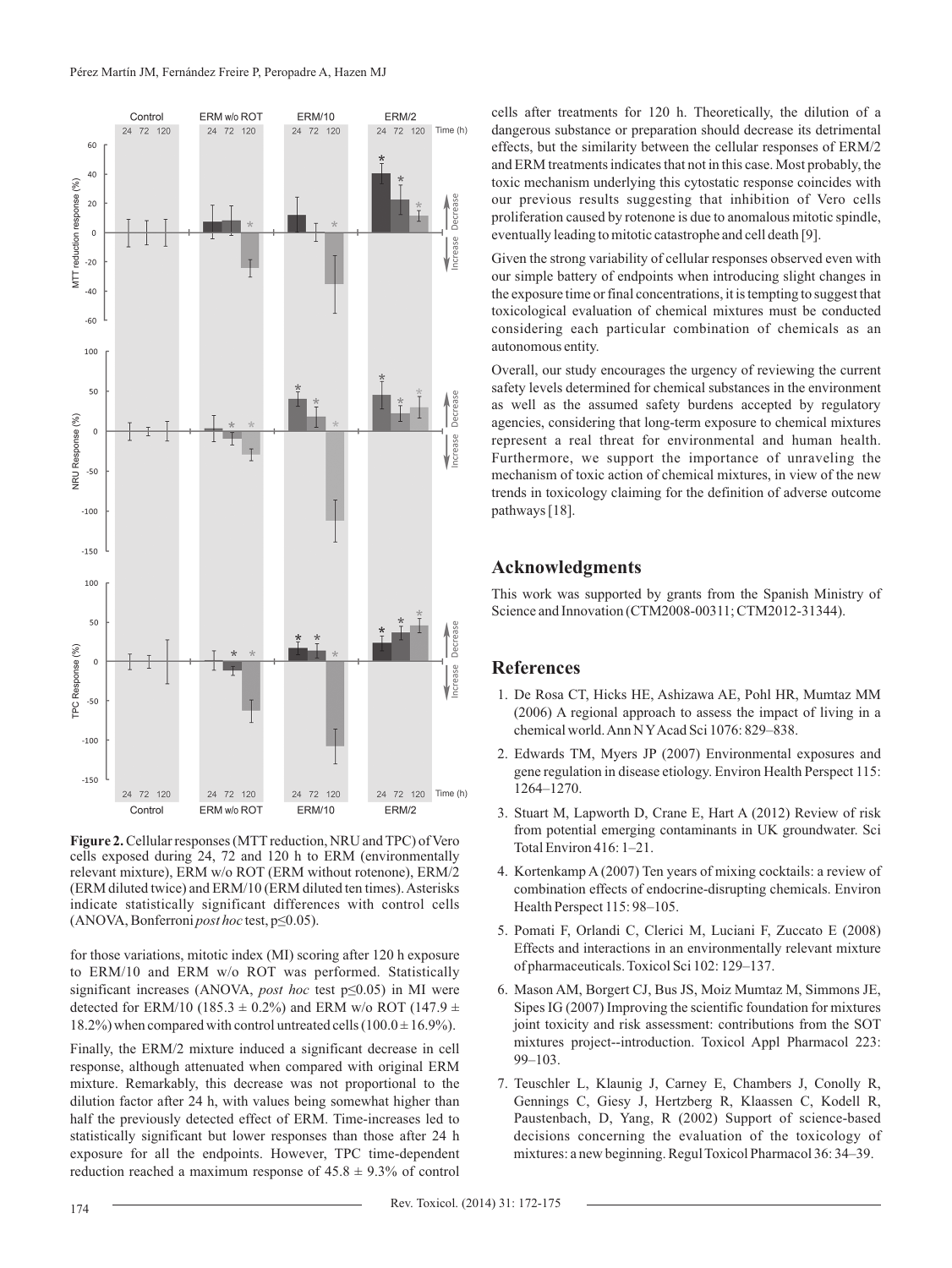**Figure 2.** Cellular responses (MTT reduction, NRU and TPC) of Vero cells exposed during 24, 72 and 120 h to ERM (environmentally relevant mixture), ERM w/o ROT (ERM without rotenone), ERM/2 (ERM diluted twice) and ERM/10 (ERM diluted ten times). Asterisks indicate statistically significant differences with control cells (ANOVA, Bonferroni *post hoc* test, p≤0.05).

for those variations, mitotic index (MI) scoring after 120 h exposure to ERM/10 and ERM w/o ROT was performed. Statistically significant increases (ANOVA, *post hoc* test p≤0.05) in MI were detected for ERM/10 (185.3 ± 0.2%) and ERM w/o ROT (147.9 ± 18.2%) when compared with control untreated cells (100.0 ± 16.9%).

Finally, the ERM/2 mixture induced a significant decrease in cell response, although attenuated when compared with original ERM mixture. Remarkably, this decrease was not proportional to the dilution factor after 24 h, with values being somewhat higher than half the previously detected effect of ERM. Time-increases led to statistically significant but lower responses than those after 24 h exposure for all the endpoints. However, TPC time-dependent reduction reached a maximum response of 45.8 ± 9.3% of control cells after treatments for 120 h. Theoretically, the dilution of a dangerous substance or preparation should decrease its detrimental effects, but the similarity between the cellular responses of ERM/2 and ERM treatments indicates that not in this case. Most probably, the toxic mechanism underlying this cytostatic response coincides with our previous results suggesting that inhibition of Vero cells proliferation caused by rotenone is due to anomalous mitotic spindle, eventually leading to mitotic catastrophe and cell death [9].

Given the strong variability of cellular responses observed even with our simple battery of endpoints when introducing slight changes in the exposure time or final concentrations, it is tempting to suggest that toxicological evaluation of chemical mixtures must be conducted considering each particular combination of chemicals as an autonomous entity.

Overall, our study encourages the urgency of reviewing the current safety levels determined for chemical substances in the environment as well as the assumed safety burdens accepted by regulatory agencies, considering that long-term exposure to chemical mixtures represent a real threat for environmental and human health. Furthermore, we support the importance of unraveling the mechanism of toxic action of chemical mixtures, in view of the new trends in toxicology claiming for the definition of adverse outcome pathways [18].

## Acknowledgments

This work was supported by grants from the Spanish Ministry of Science and Innovation (CTM2008-00311; CTM2012-31344).

## References

1. De Rosa CT, Hicks HE, Ashizawa AE, Pohl HR, Mumtaz MM (2006) A regional approach to assess the impact of living in a chemical world. Ann N Y Acad Sci 1076: 829–838.
2. Edwards TM, Myers JP (2007) Environmental exposures and gene regulation in disease etiology. Environ Health Perspect 115: 1264–1270.
3. Stuart M, Lapworth D, Crane E, Hart A (2012) Review of risk from potential emerging contaminants in UK groundwater. Sci Total Environ 416: 1–21.
4. Kortenkamp A (2007) Ten years of mixing cocktails: a review of combination effects of endocrine-disrupting chemicals. Environ Health Perspect 115: 98–105.
5. Pomati F, Orlandi C, Clerici M, Luciani F, Zuccato E (2008) Effects and interactions in an environmentally relevant mixture of pharmaceuticals. Toxicol Sci 102: 129–137.
6. Mason AM, Borgert CJ, Bus JS, Moiz Mumtaz M, Simmons JE, Sipes IG (2007) Improving the scientific foundation for mixtures joint toxicity and risk assessment: contributions from the SOT mixtures project--introduction. Toxicol Appl Pharmacol 223: 99–103.
7. Teuschler L, Klaunig J, Carney E, Chambers J, Conolly R, Gennings C, Giesy J, Hertzberg R, Klaassen C, Kodell R, Paustenbach, D, Yang, R (2002) Support of science-based decisions concerning the evaluation of the toxicology of mixtures: a new beginning. Regul Toxicol Pharmacol 36: 34–39.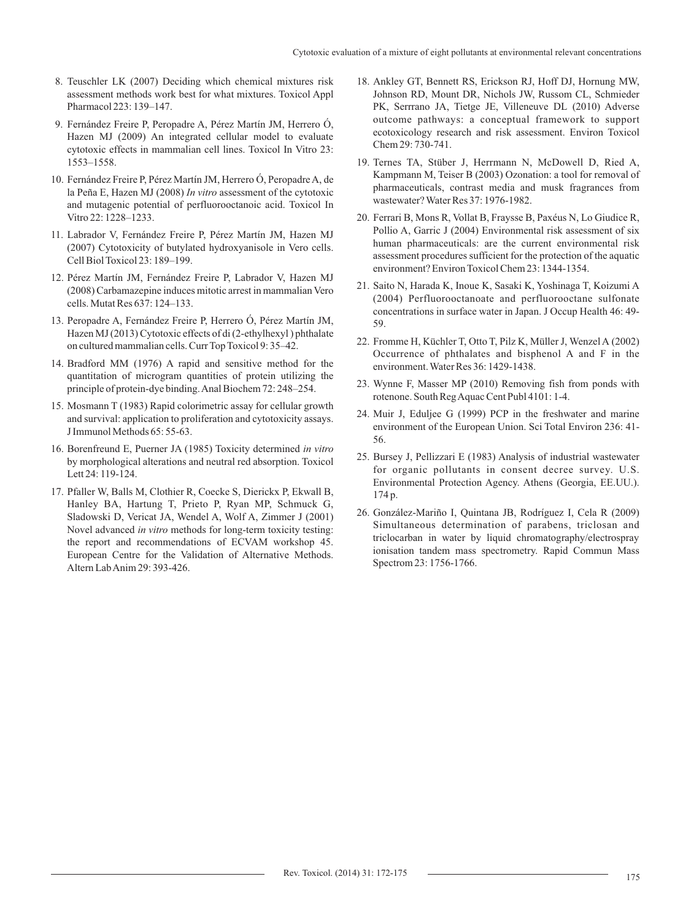8. Teuschler LK (2007) Deciding which chemical mixtures risk assessment methods work best for what mixtures. Toxicol Appl Pharmacol 223: 139–147.
9. Fernández Freire P, Peropadre A, Pérez Martín JM, Herrero Ó, Hazen MJ (2009) An integrated cellular model to evaluate cytotoxic effects in mammalian cell lines. Toxicol In Vitro 23: 1553–1558.
10. Fernández Freire P, Pérez Martín JM, Herrero Ó, Peropadre A, de la Peña E, Hazen MJ (2008) *In vitro* assessment of the cytotoxic and mutagenic potential of perfluorooctanoic acid. Toxicol In Vitro 22: 1228–1233.
11. Labrador V, Fernández Freire P, Pérez Martín JM, Hazen MJ (2007) Cytotoxicity of butylated hydroxyanisole in Vero cells. Cell Biol Toxicol 23: 189–199.
12. Pérez Martín JM, Fernández Freire P, Labrador V, Hazen MJ (2008) Carbamazepine induces mitotic arrest in mammalian Vero cells. Mutat Res 637: 124–133.
13. Peropadre A, Fernández Freire P, Herrero Ó, Pérez Martín JM, Hazen MJ (2013) Cytotoxic effects of di (2-ethylhexyl ) phthalate on cultured mammalian cells. Curr Top Toxicol 9: 35–42.
14. Bradford MM (1976) A rapid and sensitive method for the quantitation of microgram quantities of protein utilizing the principle of protein-dye binding. Anal Biochem 72: 248–254.
15. Mosmann T (1983) Rapid colorimetric assay for cellular growth and survival: application to proliferation and cytotoxicity assays. J Immunol Methods 65: 55-63.
16. Borenfreund E, Puerner JA (1985) Toxicity determined *in vitro* by morphological alterations and neutral red absorption. Toxicol Lett 24: 119-124.
17. Pfaller W, Balls M, Clothier R, Coecke S, Dierickx P, Ekwall B, Hanley BA, Hartung T, Prieto P, Ryan MP, Schmuck G, Sladowski D, Vericat JA, Wendel A, Wolf A, Zimmer J (2001) Novel advanced *in vitro* methods for long-term toxicity testing: the report and recommendations of ECVAM workshop 45. European Centre for the Validation of Alternative Methods. Altern Lab Anim 29: 393-426.
18. Ankley GT, Bennett RS, Erickson RJ, Hoff DJ, Hornung MW, Johnson RD, Mount DR, Nichols JW, Russom CL, Schmieder PK, Serrrano JA, Tietge JE, Villeneuve DL (2010) Adverse outcome pathways: a conceptual framework to support ecotoxicology research and risk assessment. Environ Toxicol Chem 29: 730-741.
19. Ternes TA, Stüber J, Herrmann N, McDowell D, Ried A, Kampmann M, Teiser B (2003) Ozonation: a tool for removal of pharmaceuticals, contrast media and musk fragrances from wastewater? Water Res 37: 1976-1982.
20. Ferrari B, Mons R, Vollat B, Fraysse B, Paxéus N, Lo Giudice R, Pollio A, Garric J (2004) Environmental risk assessment of six human pharmaceuticals: are the current environmental risk assessment procedures sufficient for the protection of the aquatic environment? Environ Toxicol Chem 23: 1344-1354.
21. Saito N, Harada K, Inoue K, Sasaki K, Yoshinaga T, Koizumi A (2004) Perfluorooctanoate and perfluorooctane sulfonate concentrations in surface water in Japan. J Occup Health 46: 49-59.
22. Fromme H, Küchler T, Otto T, Pilz K, Müller J, Wenzel A (2002) Occurrence of phthalates and bisphenol A and F in the environment. Water Res 36: 1429-1438.
23. Wynne F, Masser MP (2010) Removing fish from ponds with rotenone. South Reg Aquac Cent Publ 4101: 1-4.
24. Muir J, Eduljee G (1999) PCP in the freshwater and marine environment of the European Union. Sci Total Environ 236: 41-56.
25. Bursey J, Pellizzari E (1983) Analysis of industrial wastewater for organic pollutants in consent decree survey. U.S. Environmental Protection Agency. Athens (Georgia, EE.UU.). 174 p.
26. González-Mariño I, Quintana JB, Rodríguez I, Cela R (2009) Simultaneous determination of parabens, triclosan and triclocarban in water by liquid chromatography/electrospray ionisation tandem mass spectrometry. Rapid Commun Mass Spectrom 23: 1756-1766.